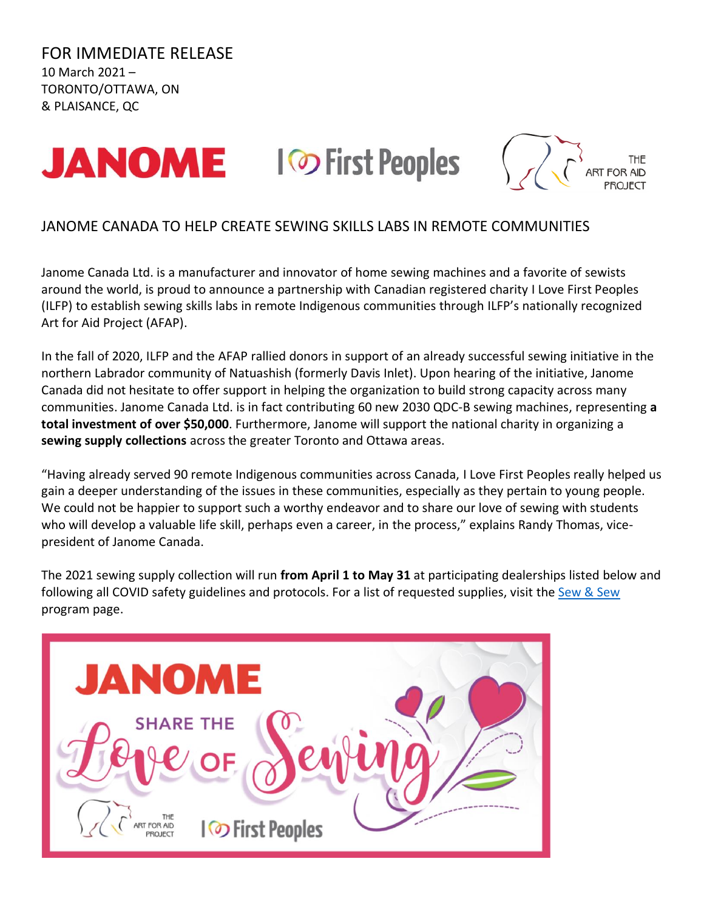FOR IMMEDIATE RELEASE
10 March 2021 –
TORONTO/OTTAWA, ON
& PLAISANCE, QC

## JANOME CANADA TO HELP CREATE SEWING SKILLS LABS IN REMOTE COMMUNITIES

Janome Canada Ltd. is a manufacturer and innovator of home sewing machines and a favorite of sewists around the world, is proud to announce a partnership with Canadian registered charity I Love First Peoples (ILFP) to establish sewing skills labs in remote Indigenous communities through ILFP's nationally recognized Art for Aid Project (AFAP).

In the fall of 2020, ILFP and the AFAP rallied donors in support of an already successful sewing initiative in the northern Labrador community of Natuashish (formerly Davis Inlet). Upon hearing of the initiative, Janome Canada did not hesitate to offer support in helping the organization to build strong capacity across many communities. Janome Canada Ltd. is in fact contributing 60 new 2030 QDC-B sewing machines, representing **a total investment of over $50,000**. Furthermore, Janome will support the national charity in organizing a **sewing supply collections** across the greater Toronto and Ottawa areas.

"Having already served 90 remote Indigenous communities across Canada, I Love First Peoples really helped us gain a deeper understanding of the issues in these communities, especially as they pertain to young people. We could not be happier to support such a worthy endeavor and to share our love of sewing with students who will develop a valuable life skill, perhaps even a career, in the process," explains Randy Thomas, vice-president of Janome Canada.

The 2021 sewing supply collection will run **from April 1 to May 31** at participating dealerships listed below and following all COVID safety guidelines and protocols. For a list of requested supplies, visit the [Sew & Sew]() program page.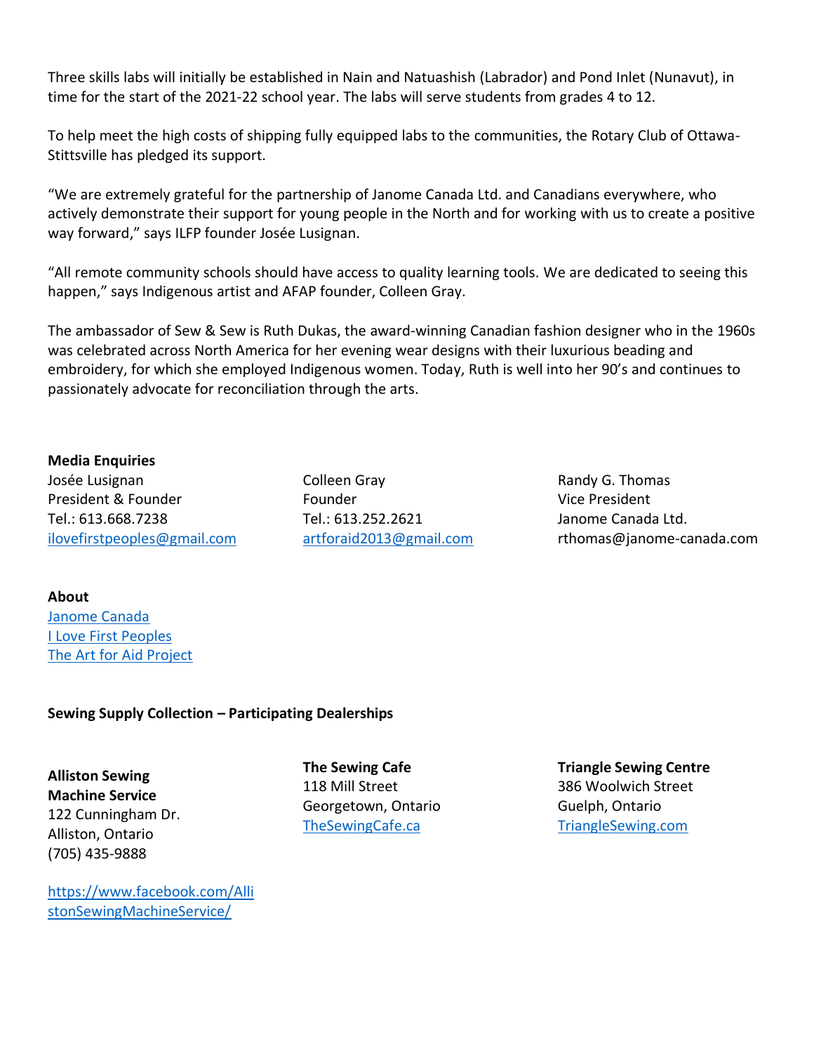Three skills labs will initially be established in Nain and Natuashish (Labrador) and Pond Inlet (Nunavut), in time for the start of the 2021-22 school year. The labs will serve students from grades 4 to 12.

To help meet the high costs of shipping fully equipped labs to the communities, the Rotary Club of Ottawa-Stittsville has pledged its support.

“We are extremely grateful for the partnership of Janome Canada Ltd. and Canadians everywhere, who actively demonstrate their support for young people in the North and for working with us to create a positive way forward,” says ILFP founder Josée Lusignan.

“All remote community schools should have access to quality learning tools. We are dedicated to seeing this happen,” says Indigenous artist and AFAP founder, Colleen Gray.

The ambassador of Sew & Sew is Ruth Dukas, the award-winning Canadian fashion designer who in the 1960s was celebrated across North America for her evening wear designs with their luxurious beading and embroidery, for which she employed Indigenous women. Today, Ruth is well into her 90’s and continues to passionately advocate for reconciliation through the arts.

**Media Enquiries**

Josée Lusignan
President & Founder
Tel.: 613.668.7238
ilovefirstpeoples@gmail.com

Colleen Gray
Founder
Tel.: 613.252.2621
artforaid2013@gmail.com

Randy G. Thomas
Vice President
Janome Canada Ltd.
rthomas@janome-canada.com

**About**

Janome Canada
I Love First Peoples
The Art for Aid Project

**Sewing Supply Collection – Participating Dealerships**

**Alliston Sewing Machine Service**
122 Cunningham Dr.
Alliston, Ontario
(705) 435-9888

https://www.facebook.com/AllistonSewingMachineService/

**The Sewing Cafe**
118 Mill Street
Georgetown, Ontario
TheSewingCafe.ca

**Triangle Sewing Centre**
386 Woolwich Street
Guelph, Ontario
TriangleSewing.com